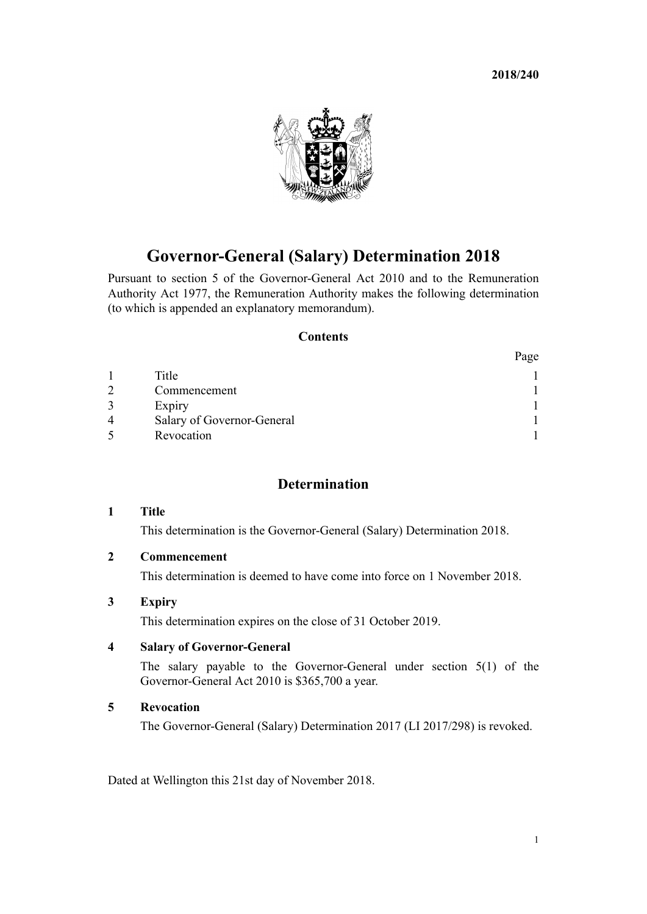**2018/240**

# Governor-General (Salary) Determination 2018

Pursuant to section 5 of the Governor-General Act 2010 and to the Remuneration Authority Act 1977, the Remuneration Authority makes the following determination (to which is appended an explanatory memorandum).

## Contents

| | | Page |
|---|---|---|
| 1 | Title | 1 |
| 2 | Commencement | 1 |
| 3 | Expiry | 1 |
| 4 | Salary of Governor-General | 1 |
| 5 | Revocation | 1 |

## Determination

### 1 Title

This determination is the Governor-General (Salary) Determination 2018.

### 2 Commencement

This determination is deemed to have come into force on 1 November 2018.

### 3 Expiry

This determination expires on the close of 31 October 2019.

### 4 Salary of Governor-General

The salary payable to the Governor-General under section 5(1) of the Governor-General Act 2010 is $365,700 a year.

### 5 Revocation

The Governor-General (Salary) Determination 2017 (LI 2017/298) is revoked.

Dated at Wellington this 21st day of November 2018.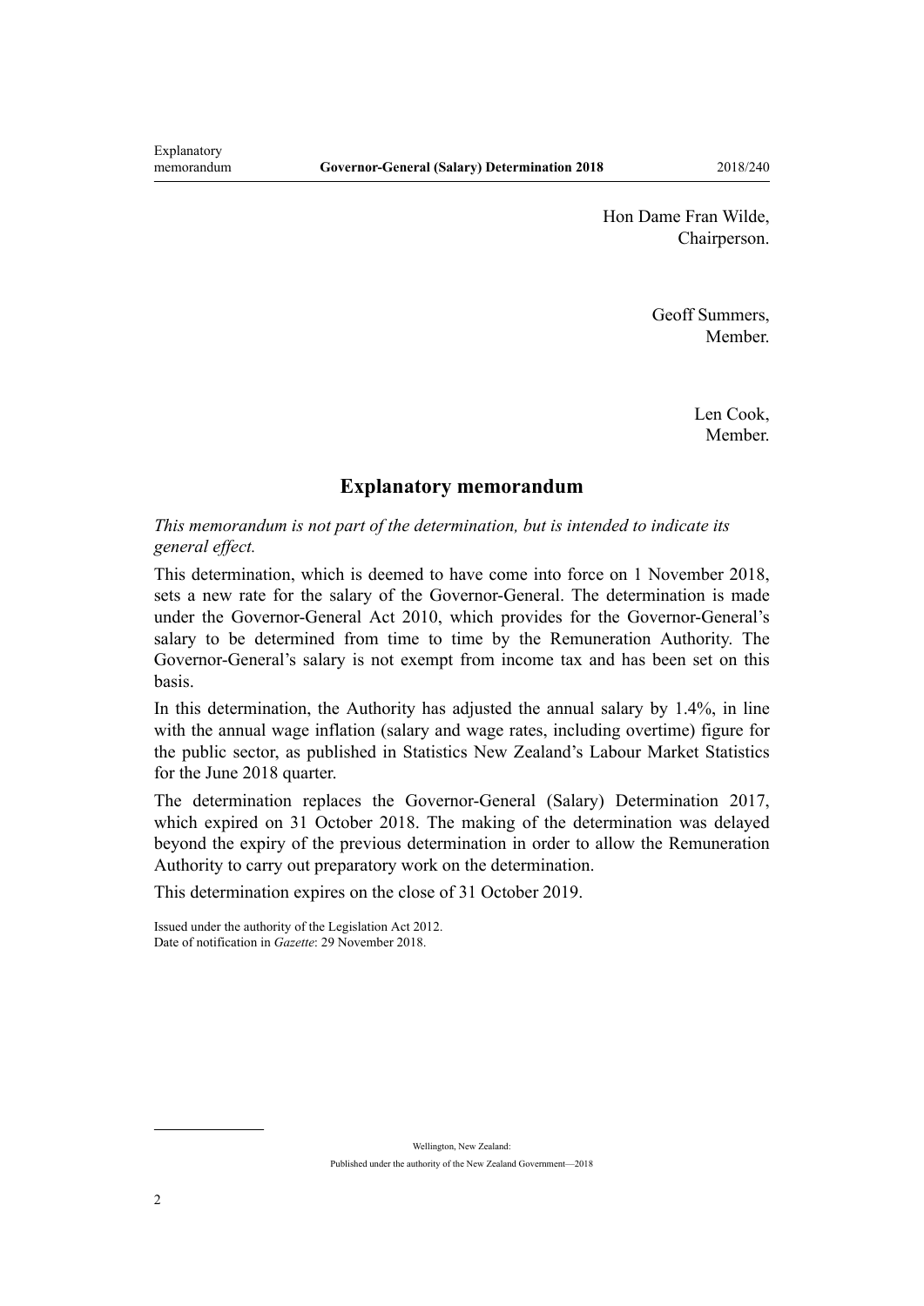Hon Dame Fran Wilde,
Chairperson.

Geoff Summers,
Member.

Len Cook,
Member.

## Explanatory memorandum

*This memorandum is not part of the determination, but is intended to indicate its general effect.*

This determination, which is deemed to have come into force on 1 November 2018, sets a new rate for the salary of the Governor-General. The determination is made under the Governor-General Act 2010, which provides for the Governor-General's salary to be determined from time to time by the Remuneration Authority. The Governor-General's salary is not exempt from income tax and has been set on this basis.

In this determination, the Authority has adjusted the annual salary by 1.4%, in line with the annual wage inflation (salary and wage rates, including overtime) figure for the public sector, as published in Statistics New Zealand's Labour Market Statistics for the June 2018 quarter.

The determination replaces the Governor-General (Salary) Determination 2017, which expired on 31 October 2018. The making of the determination was delayed beyond the expiry of the previous determination in order to allow the Remuneration Authority to carry out preparatory work on the determination.

This determination expires on the close of 31 October 2019.

Issued under the authority of the Legislation Act 2012.
Date of notification in *Gazette*: 29 November 2018.

Wellington, New Zealand:
Published under the authority of the New Zealand Government—2018